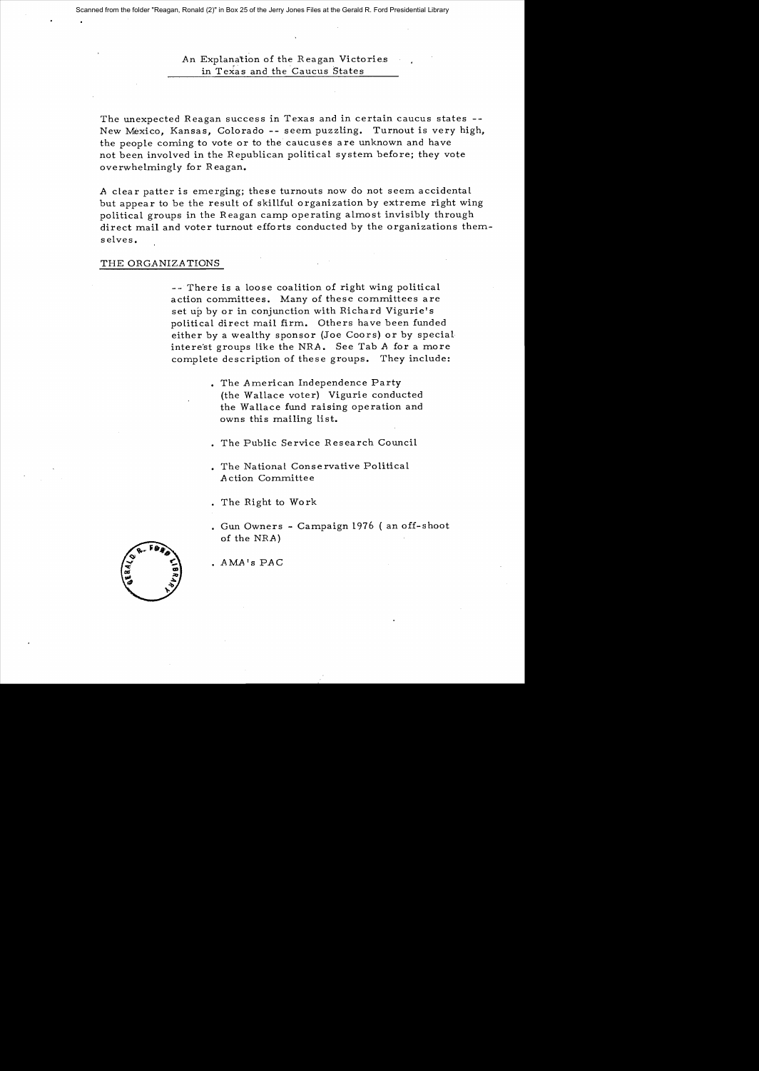An Explanation of the Reagan Victories in Texas and the Caucus States

The unexpected Reagan success in Texas and in certain caucus states -- New Mexico, Kansas, Colorado -- seem puzzling. Turnout is very high, the people coming to vote or to the caucuses are unknown and have not been involved in the Republican political system before; they vote overwhelmingly for Reagan.

A clear patter is emerging; these turnouts now do not seem accidental but appear to be the result of skillful organization by extreme right wing political groups in the Reagan camp operating almost invisibly through direct mail and voter turnout efforts conducted by the organizations themselves.

## THE ORGANIZATIONS

-- There is a loose coalition of right wing political action committees. Many of these committees are set up by or in conjunction with Richard Vigurie's political direct mail firm. Others have been funded either by a wealthy sponsor (Joe Coors) or by special interest groups like the NRA. See Tab A for a more complete description of these groups. They include:

- The American Independence Party (the Wallace voter) Vigurie conducted the Wallace fund raising operation and owns this mailing list.
- The Public Service Research Council
- The National Conservative Political Action Committee
- The Right to Work
- Gun Owners - Campaign 1976 ( an off-shoot of the NRA)
- AMA's PAC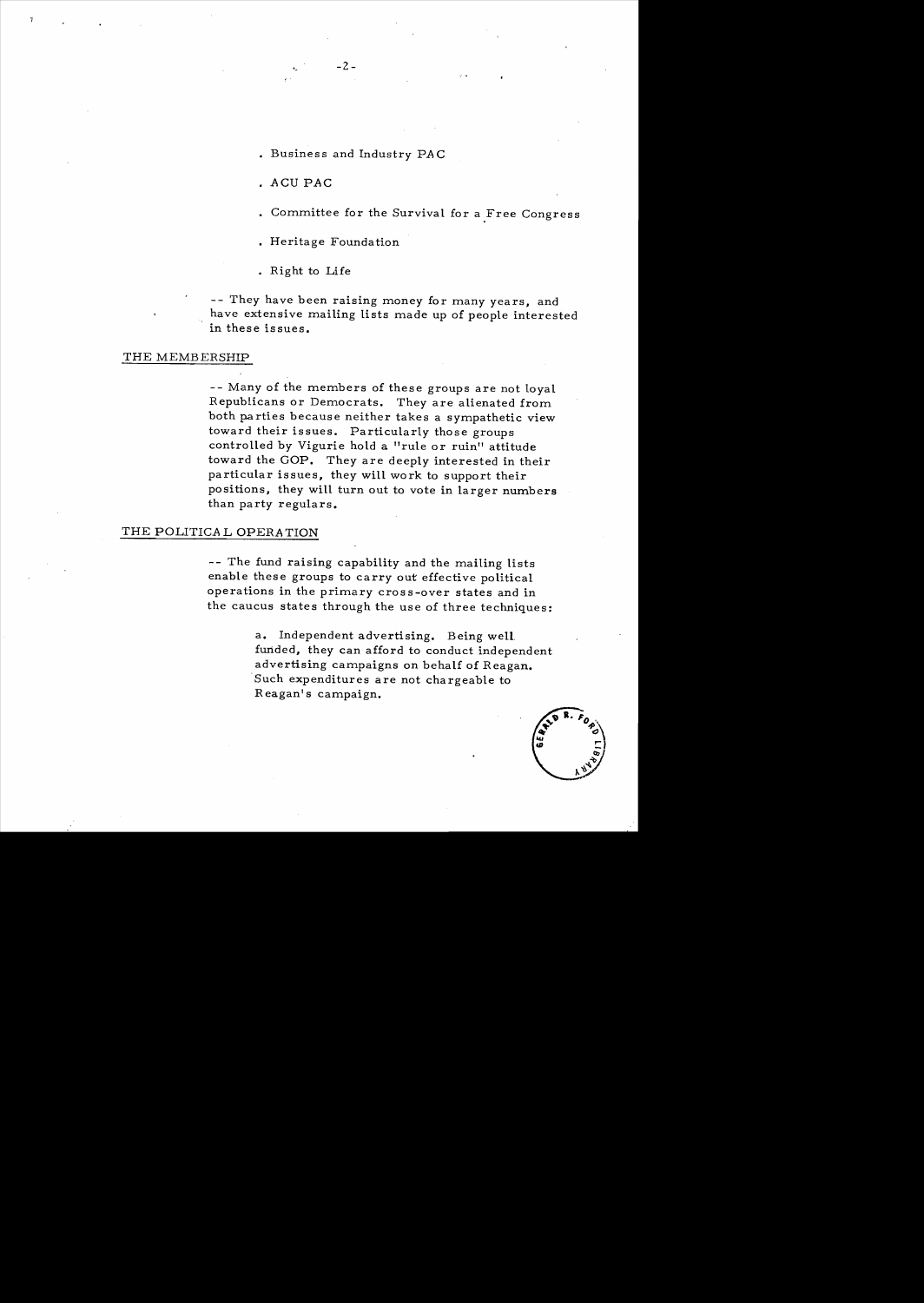- Business and Industry PAC
- ACU PAC
- Committee for the Survival for a Free Congress
- Heritage Foundation
- Right to Life

-- They have been raising money for many years, and have extensive mailing lists made up of people interested in these issues.

<u>THE MEMBERSHIP</u>

-- Many of the members of these groups are not loyal Republicans or Democrats. They are alienated from both parties because neither takes a sympathetic view toward their issues. Particularly those groups controlled by Vigurie hold a "rule or ruin" attitude toward the GOP. They are deeply interested in their particular issues, they will work to support their positions, they will turn out to vote in larger numbers than party regulars.

<u>THE POLITICAL OPERATION</u>

-- The fund raising capability and the mailing lists enable these groups to carry out effective political operations in the primary cross-over states and in the caucus states through the use of three techniques:

a. Independent advertising. Being well funded, they can afford to conduct independent advertising campaigns on behalf of Reagan. Such expenditures are not chargeable to Reagan's campaign.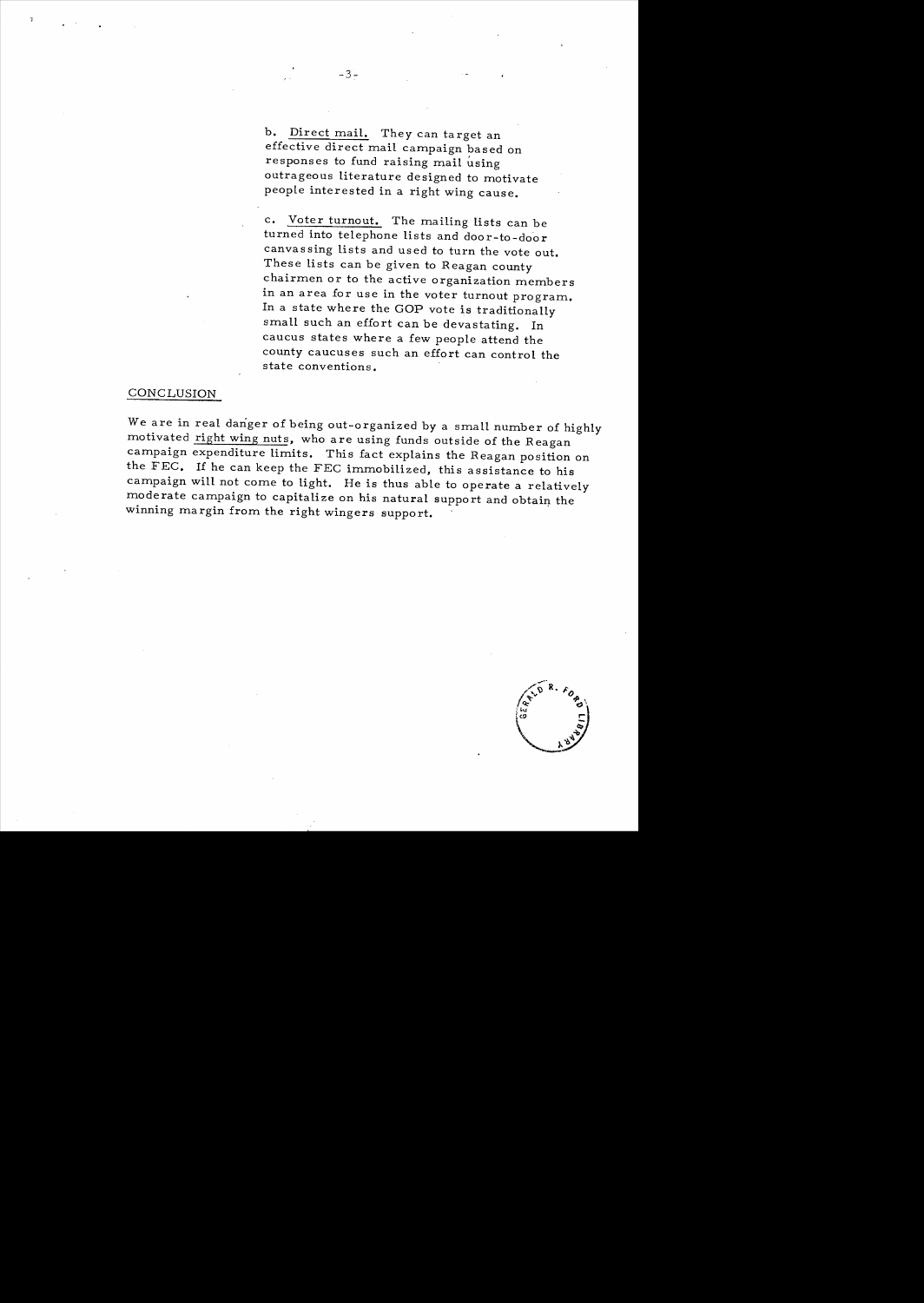b. Direct mail. They can target an effective direct mail campaign based on responses to fund raising mail using outrageous literature designed to motivate people interested in a right wing cause.

c. Voter turnout. The mailing lists can be turned into telephone lists and door-to-door canvassing lists and used to turn the vote out. These lists can be given to Reagan county chairmen or to the active organization members in an area for use in the voter turnout program. In a state where the GOP vote is traditionally small such an effort can be devastating. In caucus states where a few people attend the county caucuses such an effort can control the state conventions.

## CONCLUSION

We are in real danger of being out-organized by a small number of highly motivated right wing nuts, who are using funds outside of the Reagan campaign expenditure limits. This fact explains the Reagan position on the FEC. If he can keep the FEC immobilized, this assistance to his campaign will not come to light. He is thus able to operate a relatively moderate campaign to capitalize on his natural support and obtain the winning margin from the right wingers support.